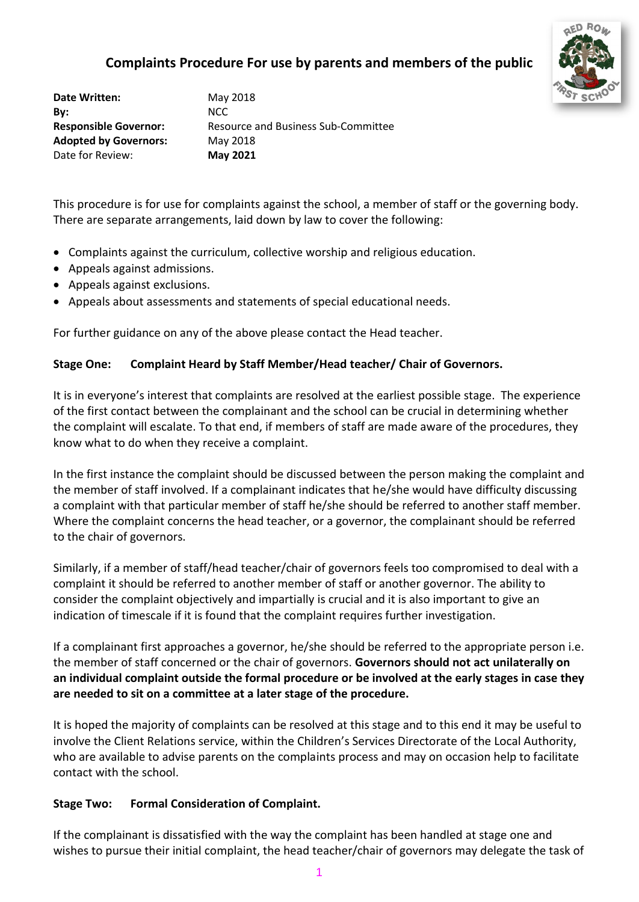# Complaints Procedure For use by parents and members of the public

| | |
|---|---|
| **Date Written:** | May 2018 |
| **By:** | NCC |
| **Responsible Governor:** | Resource and Business Sub-Committee |
| **Adopted by Governors:** | May 2018 |
| Date for Review: | **May 2021** |

This procedure is for use for complaints against the school, a member of staff or the governing body. There are separate arrangements, laid down by law to cover the following:

- Complaints against the curriculum, collective worship and religious education.
- Appeals against admissions.
- Appeals against exclusions.
- Appeals about assessments and statements of special educational needs.

For further guidance on any of the above please contact the Head teacher.

**Stage One: Complaint Heard by Staff Member/Head teacher/ Chair of Governors.**

It is in everyone's interest that complaints are resolved at the earliest possible stage. The experience of the first contact between the complainant and the school can be crucial in determining whether the complaint will escalate. To that end, if members of staff are made aware of the procedures, they know what to do when they receive a complaint.

In the first instance the complaint should be discussed between the person making the complaint and the member of staff involved. If a complainant indicates that he/she would have difficulty discussing a complaint with that particular member of staff he/she should be referred to another staff member. Where the complaint concerns the head teacher, or a governor, the complainant should be referred to the chair of governors.

Similarly, if a member of staff/head teacher/chair of governors feels too compromised to deal with a complaint it should be referred to another member of staff or another governor. The ability to consider the complaint objectively and impartially is crucial and it is also important to give an indication of timescale if it is found that the complaint requires further investigation.

If a complainant first approaches a governor, he/she should be referred to the appropriate person i.e. the member of staff concerned or the chair of governors. **Governors should not act unilaterally on an individual complaint outside the formal procedure or be involved at the early stages in case they are needed to sit on a committee at a later stage of the procedure.**

It is hoped the majority of complaints can be resolved at this stage and to this end it may be useful to involve the Client Relations service, within the Children's Services Directorate of the Local Authority, who are available to advise parents on the complaints process and may on occasion help to facilitate contact with the school.

**Stage Two: Formal Consideration of Complaint.**

If the complainant is dissatisfied with the way the complaint has been handled at stage one and wishes to pursue their initial complaint, the head teacher/chair of governors may delegate the task of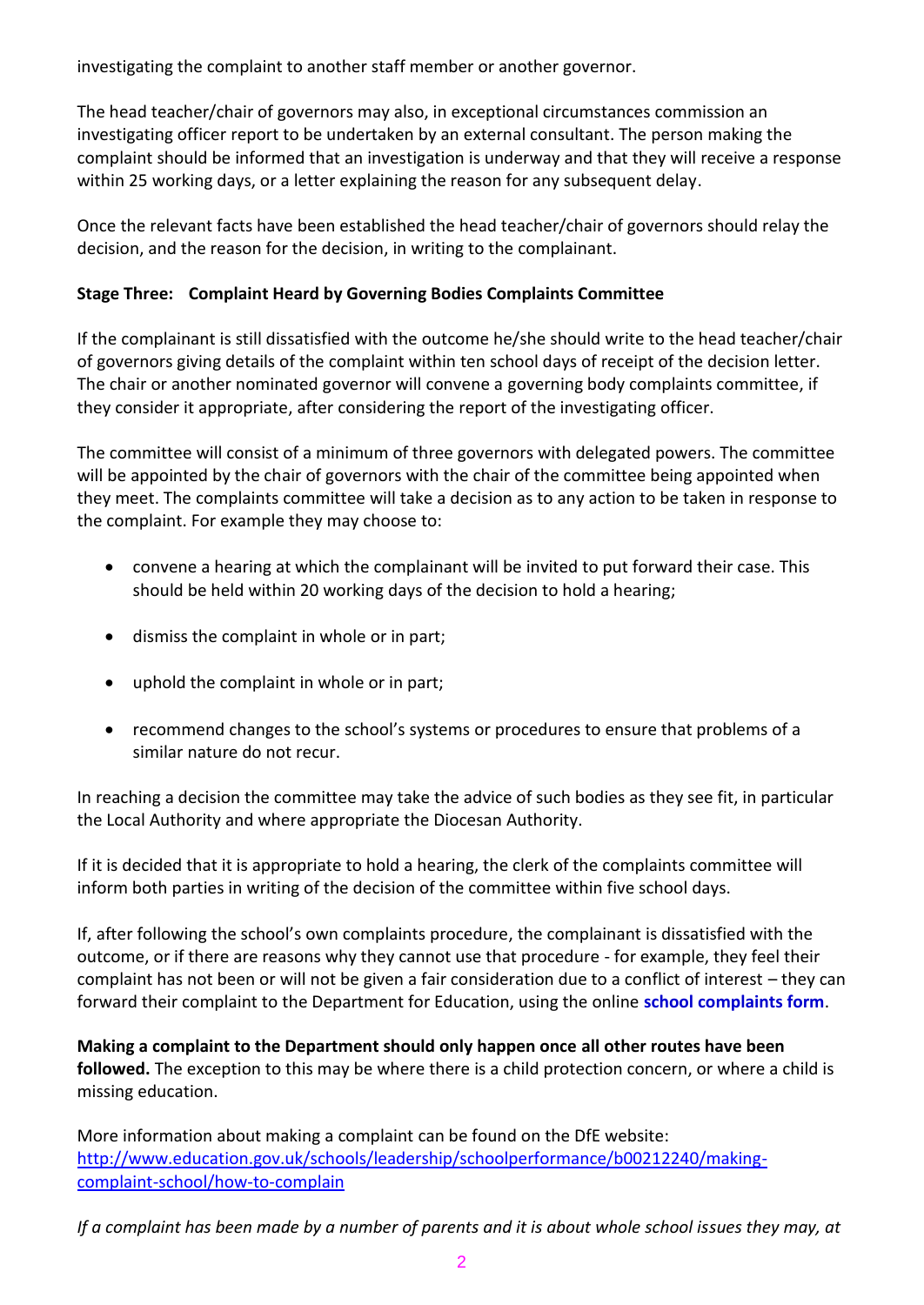investigating the complaint to another staff member or another governor.

The head teacher/chair of governors may also, in exceptional circumstances commission an investigating officer report to be undertaken by an external consultant. The person making the complaint should be informed that an investigation is underway and that they will receive a response within 25 working days, or a letter explaining the reason for any subsequent delay.

Once the relevant facts have been established the head teacher/chair of governors should relay the decision, and the reason for the decision, in writing to the complainant.

**Stage Three: Complaint Heard by Governing Bodies Complaints Committee**

If the complainant is still dissatisfied with the outcome he/she should write to the head teacher/chair of governors giving details of the complaint within ten school days of receipt of the decision letter. The chair or another nominated governor will convene a governing body complaints committee, if they consider it appropriate, after considering the report of the investigating officer.

The committee will consist of a minimum of three governors with delegated powers. The committee will be appointed by the chair of governors with the chair of the committee being appointed when they meet. The complaints committee will take a decision as to any action to be taken in response to the complaint. For example they may choose to:

- convene a hearing at which the complainant will be invited to put forward their case. This should be held within 20 working days of the decision to hold a hearing;
- dismiss the complaint in whole or in part;
- uphold the complaint in whole or in part;
- recommend changes to the school's systems or procedures to ensure that problems of a similar nature do not recur.

In reaching a decision the committee may take the advice of such bodies as they see fit, in particular the Local Authority and where appropriate the Diocesan Authority.

If it is decided that it is appropriate to hold a hearing, the clerk of the complaints committee will inform both parties in writing of the decision of the committee within five school days.

If, after following the school's own complaints procedure, the complainant is dissatisfied with the outcome, or if there are reasons why they cannot use that procedure - for example, they feel their complaint has not been or will not be given a fair consideration due to a conflict of interest – they can forward their complaint to the Department for Education, using the online **school complaints form**.

**Making a complaint to the Department should only happen once all other routes have been followed.** The exception to this may be where there is a child protection concern, or where a child is missing education.

More information about making a complaint can be found on the DfE website: http://www.education.gov.uk/schools/leadership/schoolperformance/b00212240/making-complaint-school/how-to-complain

*If a complaint has been made by a number of parents and it is about whole school issues they may, at*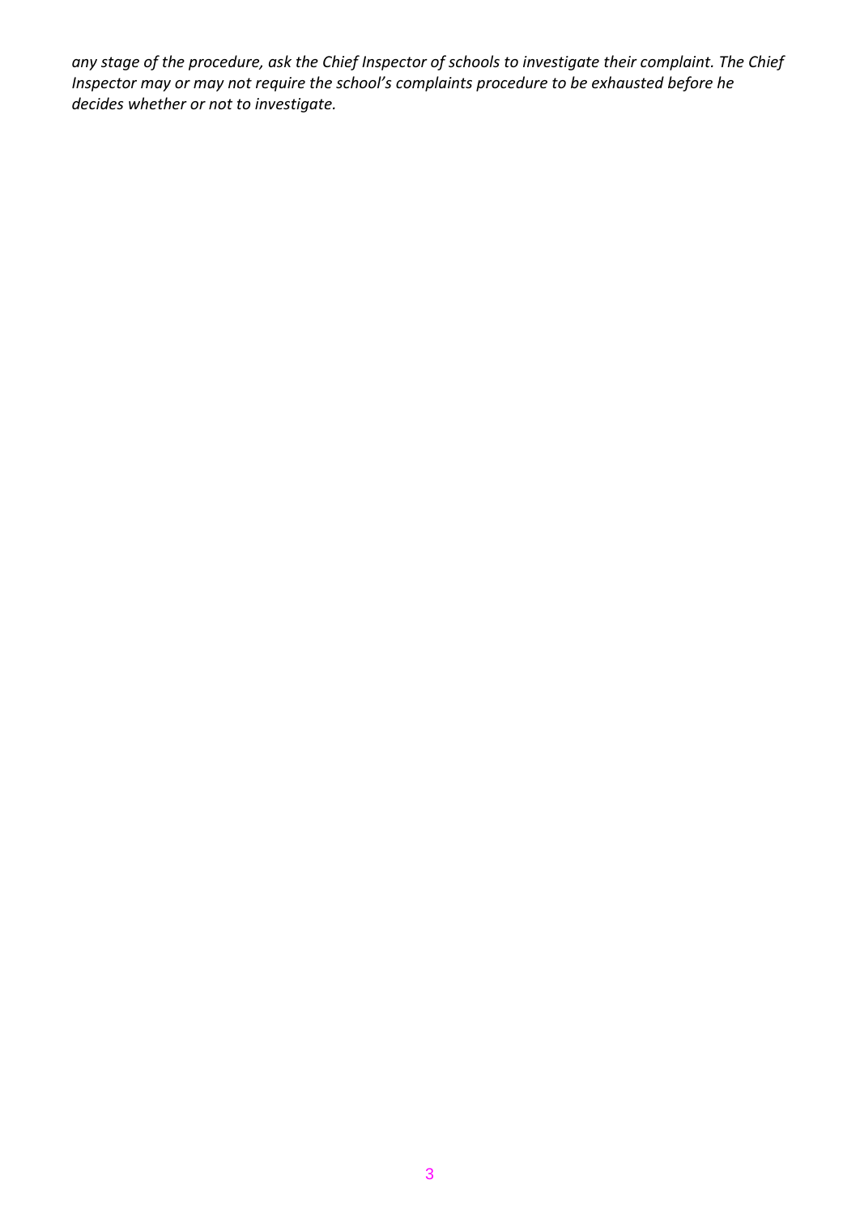*any stage of the procedure, ask the Chief Inspector of schools to investigate their complaint. The Chief Inspector may or may not require the school's complaints procedure to be exhausted before he decides whether or not to investigate.*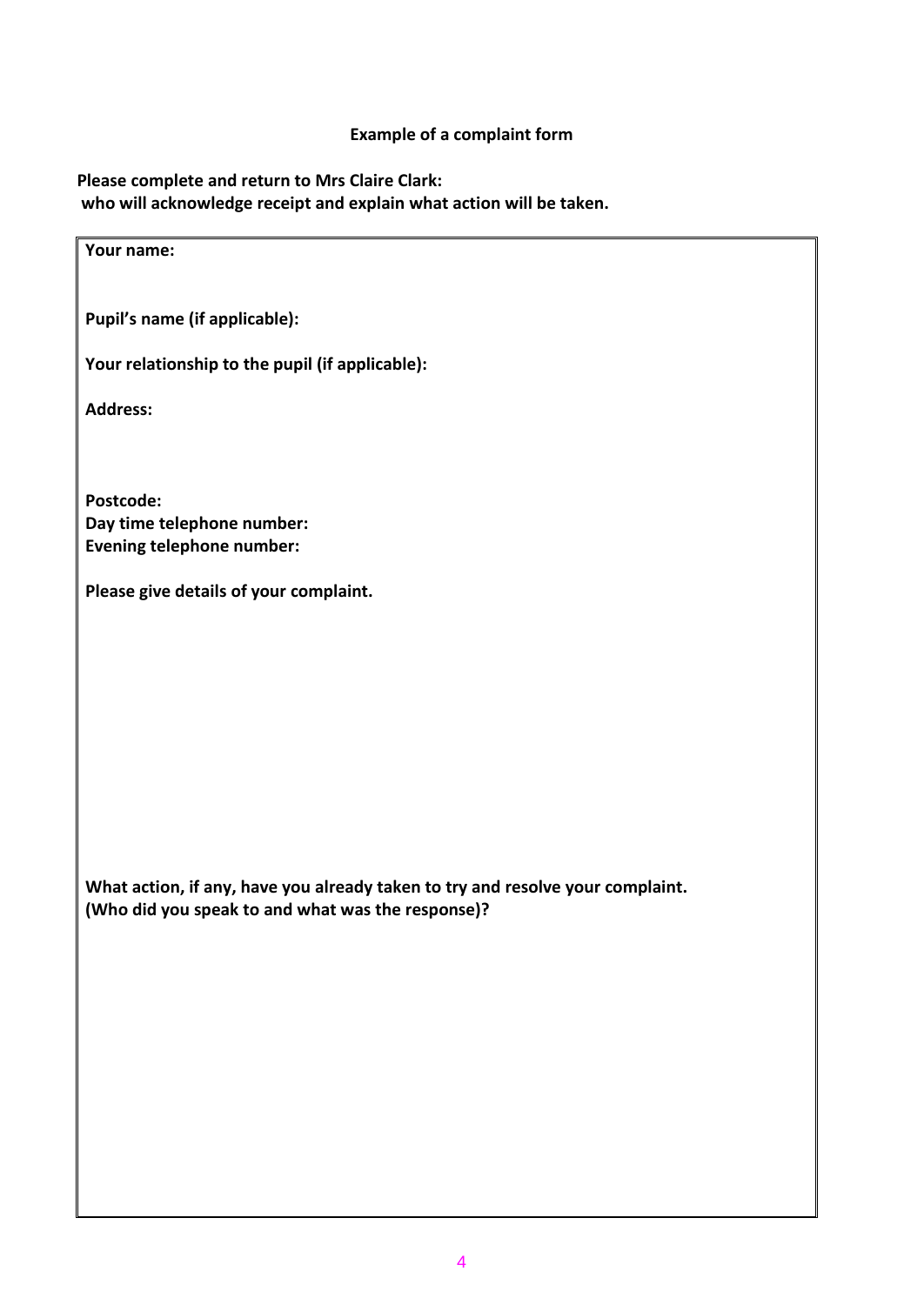**Example of a complaint form**

**Please complete and return to Mrs Claire Clark:**
**who will acknowledge receipt and explain what action will be taken.**

**Your name:**

**Pupil's name (if applicable):**

**Your relationship to the pupil (if applicable):**

**Address:**

**Postcode:**
**Day time telephone number:**
**Evening telephone number:**

**Please give details of your complaint.**

**What action, if any, have you already taken to try and resolve your complaint. (Who did you speak to and what was the response)?**